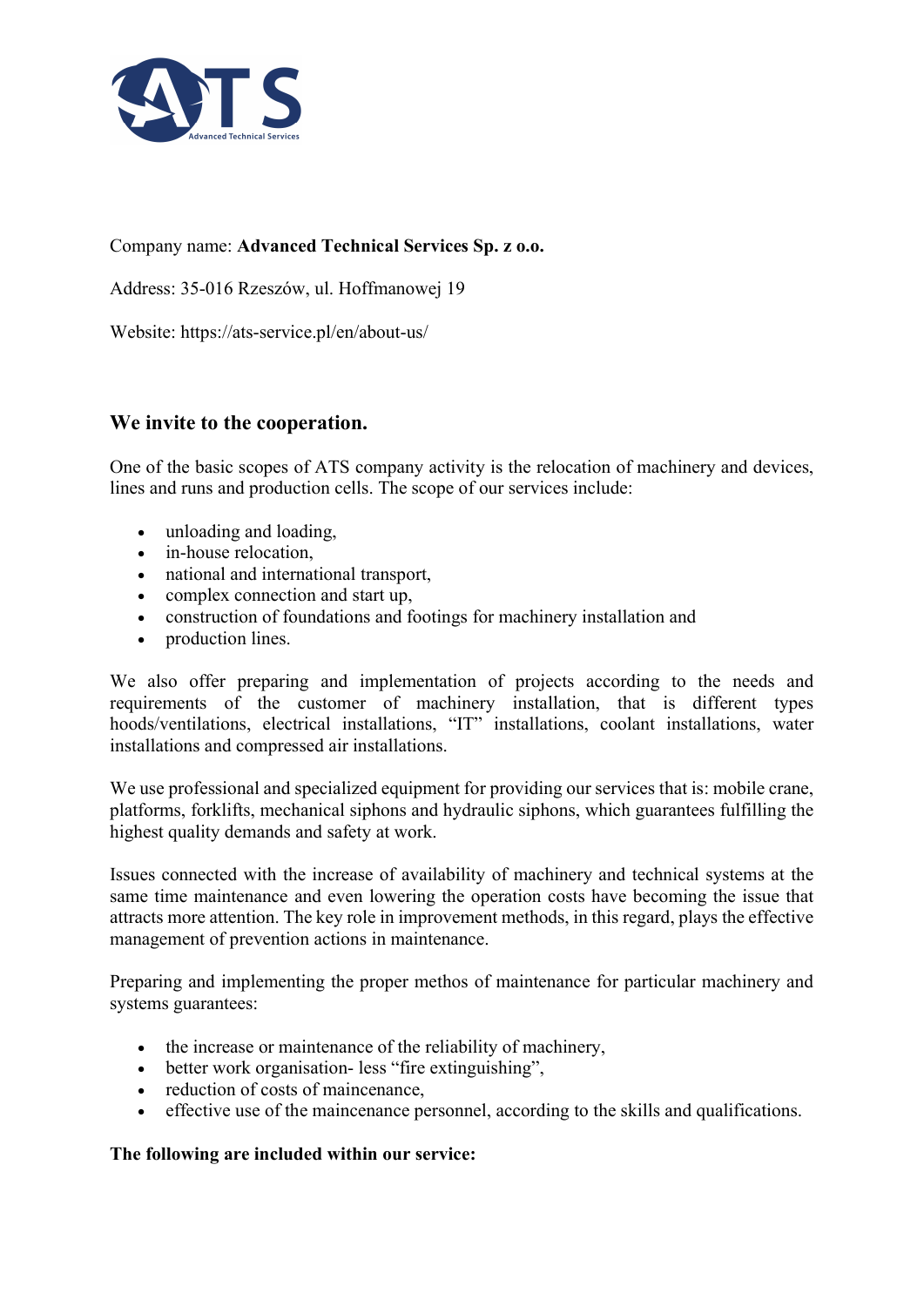Company name: **Advanced Technical Services Sp. z o.o.**

Address: 35-016 Rzeszów, ul. Hoffmanowej 19

Website: https://ats-service.pl/en/about-us/

## We invite to the cooperation.

One of the basic scopes of ATS company activity is the relocation of machinery and devices, lines and runs and production cells. The scope of our services include:

- unloading and loading,
- in-house relocation,
- national and international transport,
- complex connection and start up,
- construction of foundations and footings for machinery installation and
- production lines.

We also offer preparing and implementation of projects according to the needs and requirements of the customer of machinery installation, that is different types hoods/ventilations, electrical installations, "IT" installations, coolant installations, water installations and compressed air installations.

We use professional and specialized equipment for providing our services that is: mobile crane, platforms, forklifts, mechanical siphons and hydraulic siphons, which guarantees fulfilling the highest quality demands and safety at work.

Issues connected with the increase of availability of machinery and technical systems at the same time maintenance and even lowering the operation costs have becoming the issue that attracts more attention. The key role in improvement methods, in this regard, plays the effective management of prevention actions in maintenance.

Preparing and implementing the proper methos of maintenance for particular machinery and systems guarantees:

- the increase or maintenance of the reliability of machinery,
- better work organisation- less "fire extinguishing",
- reduction of costs of maincenance,
- effective use of the maincenance personnel, according to the skills and qualifications.

**The following are included within our service:**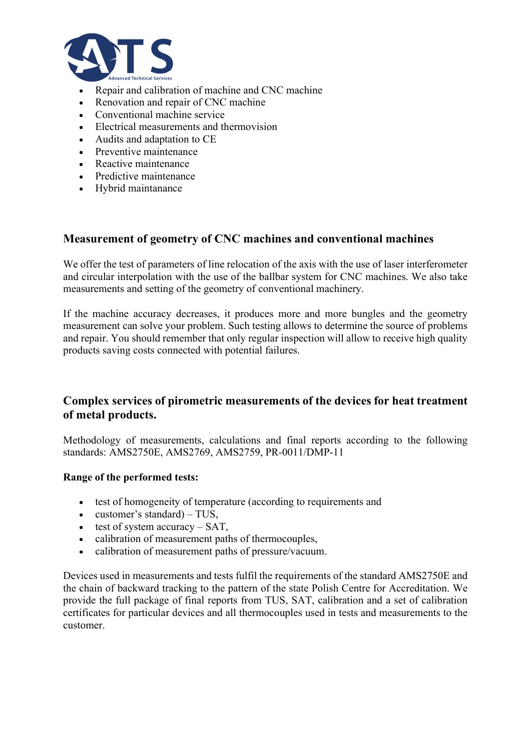- Repair and calibration of machine and CNC machine
- Renovation and repair of CNC machine
- Conventional machine service
- Electrical measurements and thermovision
- Audits and adaptation to CE
- Preventive maintenance
- Reactive maintenance
- Predictive maintenance
- Hybrid maintanance

## Measurement of geometry of CNC machines and conventional machines

We offer the test of parameters of line relocation of the axis with the use of laser interferometer and circular interpolation with the use of the ballbar system for CNC machines. We also take measurements and setting of the geometry of conventional machinery.

If the machine accuracy decreases, it produces more and more bungles and the geometry measurement can solve your problem. Such testing allows to determine the source of problems and repair. You should remember that only regular inspection will allow to receive high quality products saving costs connected with potential failures.

## Complex services of pirometric measurements of the devices for heat treatment of metal products.

Methodology of measurements, calculations and final reports according to the following standards: AMS2750E, AMS2769, AMS2759, PR-0011/DMP-11

**Range of the performed tests:**

- test of homogeneity of temperature (according to requirements and
- customer's standard) – TUS,
- test of system accuracy – SAT,
- calibration of measurement paths of thermocouples,
- calibration of measurement paths of pressure/vacuum.

Devices used in measurements and tests fulfil the requirements of the standard AMS2750E and the chain of backward tracking to the pattern of the state Polish Centre for Accreditation. We provide the full package of final reports from TUS, SAT, calibration and a set of calibration certificates for particular devices and all thermocouples used in tests and measurements to the customer.